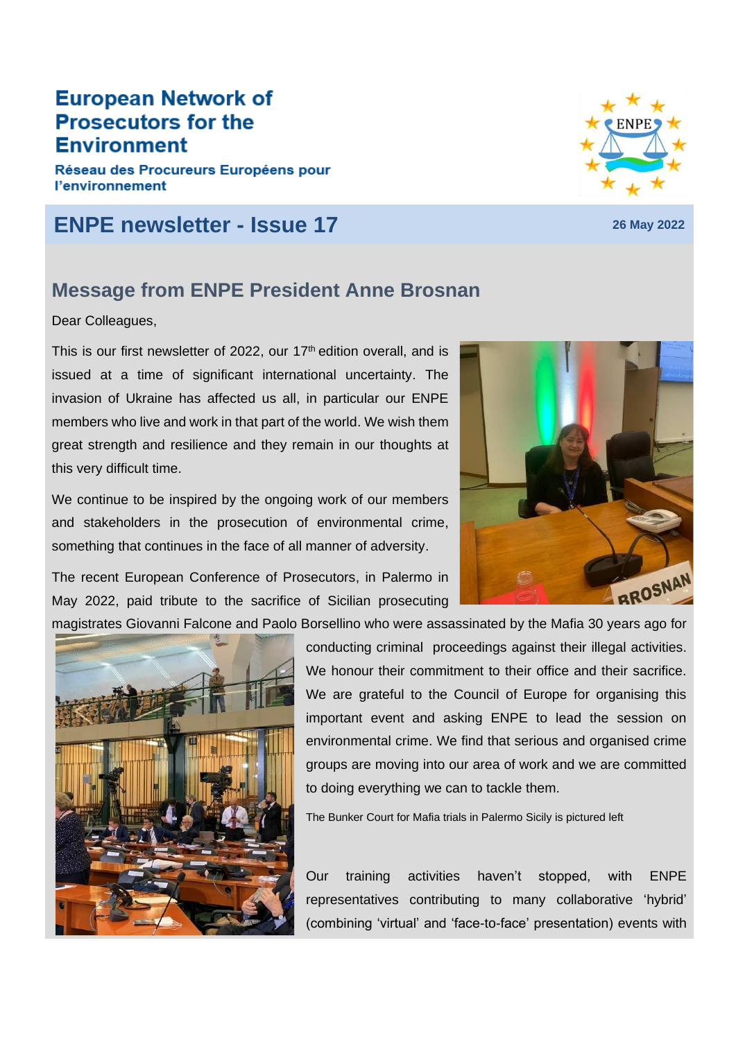# European Network of Prosecutors for the Environment

**Réseau des Procureurs Européens pour l'environnement**

## ENPE newsletter - Issue 17

**26 May 2022**

### Message from ENPE President Anne Brosnan

Dear Colleagues,

This is our first newsletter of 2022, our 17th edition overall, and is issued at a time of significant international uncertainty. The invasion of Ukraine has affected us all, in particular our ENPE members who live and work in that part of the world. We wish them great strength and resilience and they remain in our thoughts at this very difficult time.

We continue to be inspired by the ongoing work of our members and stakeholders in the prosecution of environmental crime, something that continues in the face of all manner of adversity.

The recent European Conference of Prosecutors, in Palermo in May 2022, paid tribute to the sacrifice of Sicilian prosecuting magistrates Giovanni Falcone and Paolo Borsellino who were assassinated by the Mafia 30 years ago for conducting criminal proceedings against their illegal activities. We honour their commitment to their office and their sacrifice. We are grateful to the Council of Europe for organising this important event and asking ENPE to lead the session on environmental crime. We find that serious and organised crime groups are moving into our area of work and we are committed to doing everything we can to tackle them.

The Bunker Court for Mafia trials in Palermo Sicily is pictured left

Our training activities haven't stopped, with ENPE representatives contributing to many collaborative 'hybrid' (combining 'virtual' and 'face-to-face' presentation) events with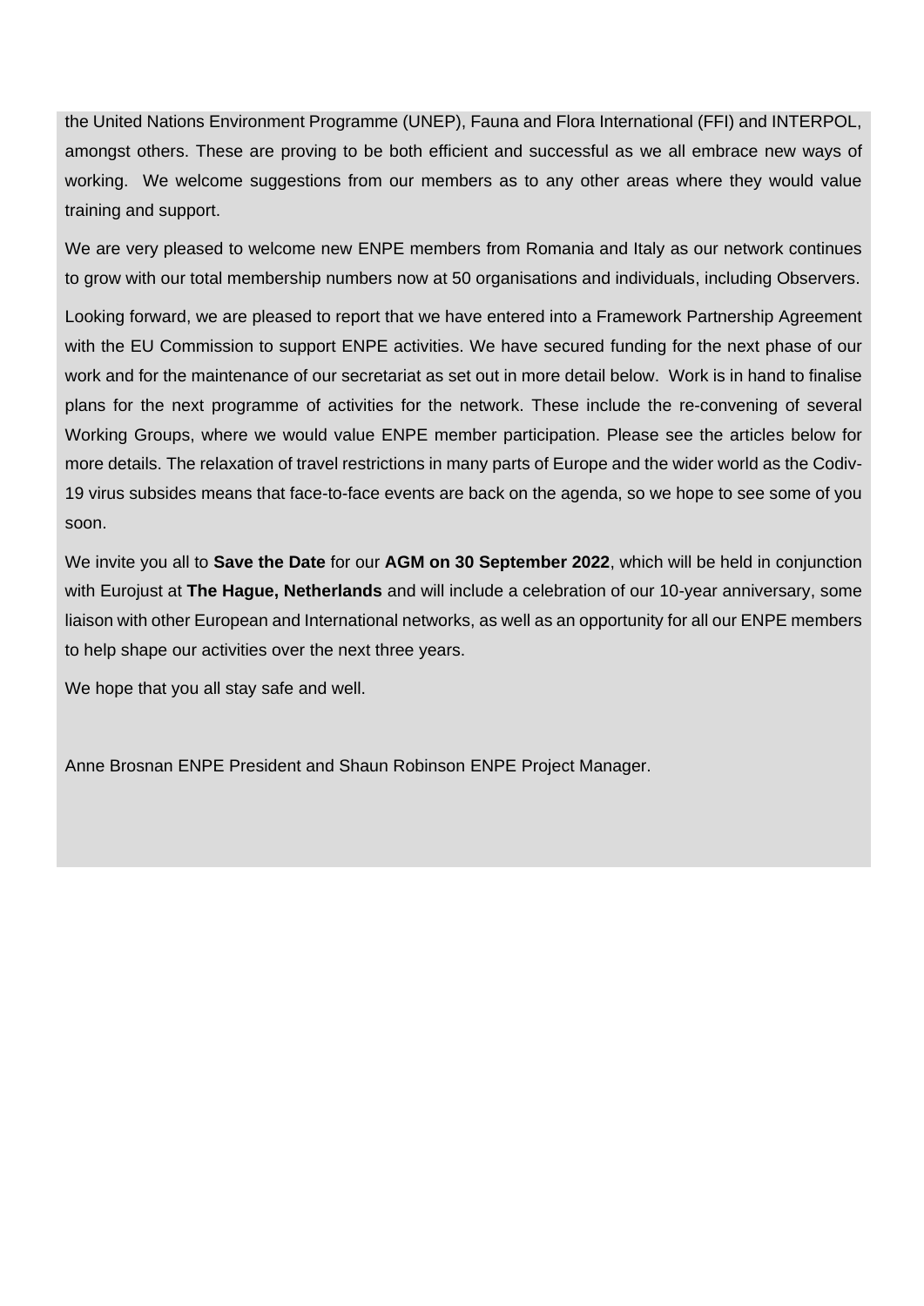the United Nations Environment Programme (UNEP), Fauna and Flora International (FFI) and INTERPOL, amongst others. These are proving to be both efficient and successful as we all embrace new ways of working. We welcome suggestions from our members as to any other areas where they would value training and support.

We are very pleased to welcome new ENPE members from Romania and Italy as our network continues to grow with our total membership numbers now at 50 organisations and individuals, including Observers.

Looking forward, we are pleased to report that we have entered into a Framework Partnership Agreement with the EU Commission to support ENPE activities. We have secured funding for the next phase of our work and for the maintenance of our secretariat as set out in more detail below. Work is in hand to finalise plans for the next programme of activities for the network. These include the re-convening of several Working Groups, where we would value ENPE member participation. Please see the articles below for more details. The relaxation of travel restrictions in many parts of Europe and the wider world as the Codiv-19 virus subsides means that face-to-face events are back on the agenda, so we hope to see some of you soon.

We invite you all to **Save the Date** for our **AGM on 30 September 2022**, which will be held in conjunction with Eurojust at **The Hague, Netherlands** and will include a celebration of our 10-year anniversary, some liaison with other European and International networks, as well as an opportunity for all our ENPE members to help shape our activities over the next three years.

We hope that you all stay safe and well.

Anne Brosnan ENPE President and Shaun Robinson ENPE Project Manager.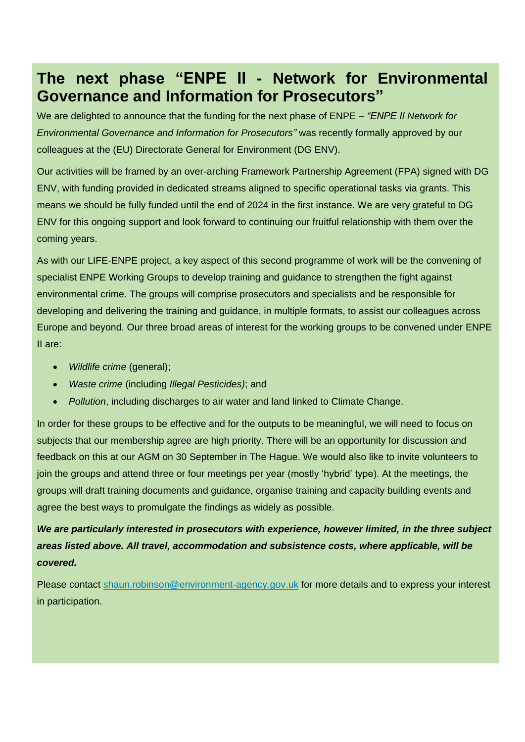# The next phase "ENPE II - Network for Environmental Governance and Information for Prosecutors"

We are delighted to announce that the funding for the next phase of ENPE – *"ENPE II Network for Environmental Governance and Information for Prosecutors"* was recently formally approved by our colleagues at the (EU) Directorate General for Environment (DG ENV).

Our activities will be framed by an over-arching Framework Partnership Agreement (FPA) signed with DG ENV, with funding provided in dedicated streams aligned to specific operational tasks via grants. This means we should be fully funded until the end of 2024 in the first instance. We are very grateful to DG ENV for this ongoing support and look forward to continuing our fruitful relationship with them over the coming years.

As with our LIFE-ENPE project, a key aspect of this second programme of work will be the convening of specialist ENPE Working Groups to develop training and guidance to strengthen the fight against environmental crime. The groups will comprise prosecutors and specialists and be responsible for developing and delivering the training and guidance, in multiple formats, to assist our colleagues across Europe and beyond. Our three broad areas of interest for the working groups to be convened under ENPE II are:

- *Wildlife crime* (general);
- *Waste crime* (including *Illegal Pesticides)*; and
- *Pollution*, including discharges to air water and land linked to Climate Change.

In order for these groups to be effective and for the outputs to be meaningful, we will need to focus on subjects that our membership agree are high priority. There will be an opportunity for discussion and feedback on this at our AGM on 30 September in The Hague. We would also like to invite volunteers to join the groups and attend three or four meetings per year (mostly 'hybrid' type). At the meetings, the groups will draft training documents and guidance, organise training and capacity building events and agree the best ways to promulgate the findings as widely as possible.

***We are particularly interested in prosecutors with experience, however limited, in the three subject areas listed above. All travel, accommodation and subsistence costs, where applicable, will be covered.***

Please contact [shaun.robinson@environment-agency.gov.uk](mailto:shaun.robinson@environment-agency.gov.uk) for more details and to express your interest in participation.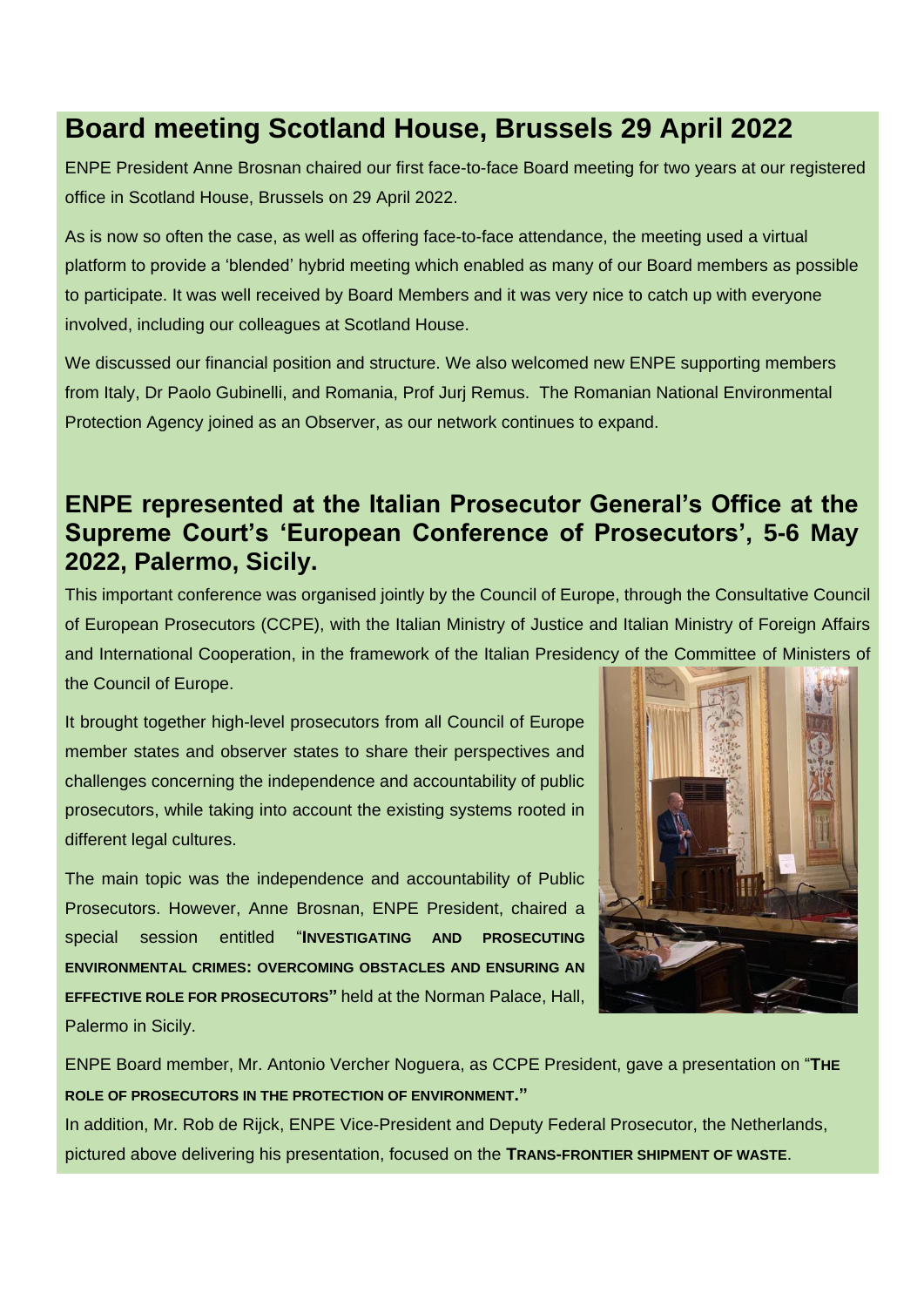## Board meeting Scotland House, Brussels 29 April 2022

ENPE President Anne Brosnan chaired our first face-to-face Board meeting for two years at our registered office in Scotland House, Brussels on 29 April 2022.

As is now so often the case, as well as offering face-to-face attendance, the meeting used a virtual platform to provide a 'blended' hybrid meeting which enabled as many of our Board members as possible to participate. It was well received by Board Members and it was very nice to catch up with everyone involved, including our colleagues at Scotland House.

We discussed our financial position and structure. We also welcomed new ENPE supporting members from Italy, Dr Paolo Gubinelli, and Romania, Prof Jurj Remus. The Romanian National Environmental Protection Agency joined as an Observer, as our network continues to expand.

## ENPE represented at the Italian Prosecutor General's Office at the Supreme Court's 'European Conference of Prosecutors', 5-6 May 2022, Palermo, Sicily.

This important conference was organised jointly by the Council of Europe, through the Consultative Council of European Prosecutors (CCPE), with the Italian Ministry of Justice and Italian Ministry of Foreign Affairs and International Cooperation, in the framework of the Italian Presidency of the Committee of Ministers of the Council of Europe.

It brought together high-level prosecutors from all Council of Europe member states and observer states to share their perspectives and challenges concerning the independence and accountability of public prosecutors, while taking into account the existing systems rooted in different legal cultures.

The main topic was the independence and accountability of Public Prosecutors. However, Anne Brosnan, ENPE President, chaired a special session entitled "**INVESTIGATING AND PROSECUTING ENVIRONMENTAL CRIMES: OVERCOMING OBSTACLES AND ENSURING AN EFFECTIVE ROLE FOR PROSECUTORS**" held at the Norman Palace, Hall, Palermo in Sicily.

ENPE Board member, Mr. Antonio Vercher Noguera, as CCPE President, gave a presentation on "**THE ROLE OF PROSECUTORS IN THE PROTECTION OF ENVIRONMENT.**"

In addition, Mr. Rob de Rijck, ENPE Vice-President and Deputy Federal Prosecutor, the Netherlands, pictured above delivering his presentation, focused on the **TRANS-FRONTIER SHIPMENT OF WASTE**.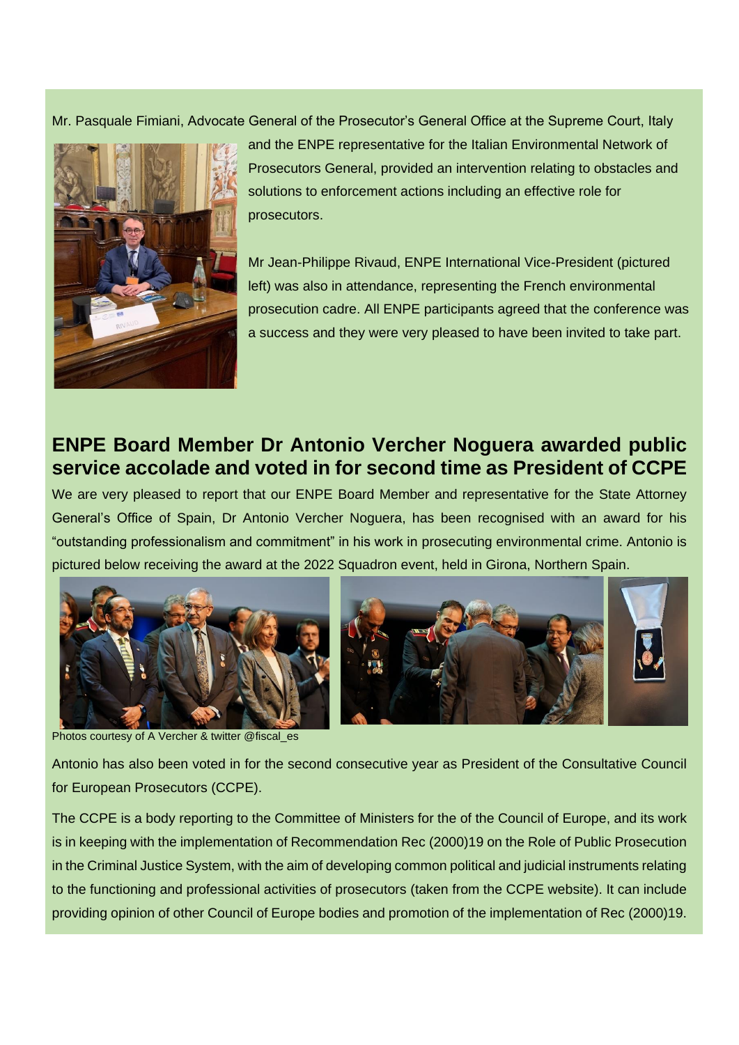Mr. Pasquale Fimiani, Advocate General of the Prosecutor's General Office at the Supreme Court, Italy and the ENPE representative for the Italian Environmental Network of Prosecutors General, provided an intervention relating to obstacles and solutions to enforcement actions including an effective role for prosecutors.

Mr Jean-Philippe Rivaud, ENPE International Vice-President (pictured left) was also in attendance, representing the French environmental prosecution cadre. All ENPE participants agreed that the conference was a success and they were very pleased to have been invited to take part.

## ENPE Board Member Dr Antonio Vercher Noguera awarded public service accolade and voted in for second time as President of CCPE

We are very pleased to report that our ENPE Board Member and representative for the State Attorney General's Office of Spain, Dr Antonio Vercher Noguera, has been recognised with an award for his "outstanding professionalism and commitment" in his work in prosecuting environmental crime. Antonio is pictured below receiving the award at the 2022 Squadron event, held in Girona, Northern Spain.

Photos courtesy of A Vercher & twitter @fiscal_es

Antonio has also been voted in for the second consecutive year as President of the Consultative Council for European Prosecutors (CCPE).

The CCPE is a body reporting to the Committee of Ministers for the of the Council of Europe, and its work is in keeping with the implementation of Recommendation Rec (2000)19 on the Role of Public Prosecution in the Criminal Justice System, with the aim of developing common political and judicial instruments relating to the functioning and professional activities of prosecutors (taken from the CCPE website). It can include providing opinion of other Council of Europe bodies and promotion of the implementation of Rec (2000)19.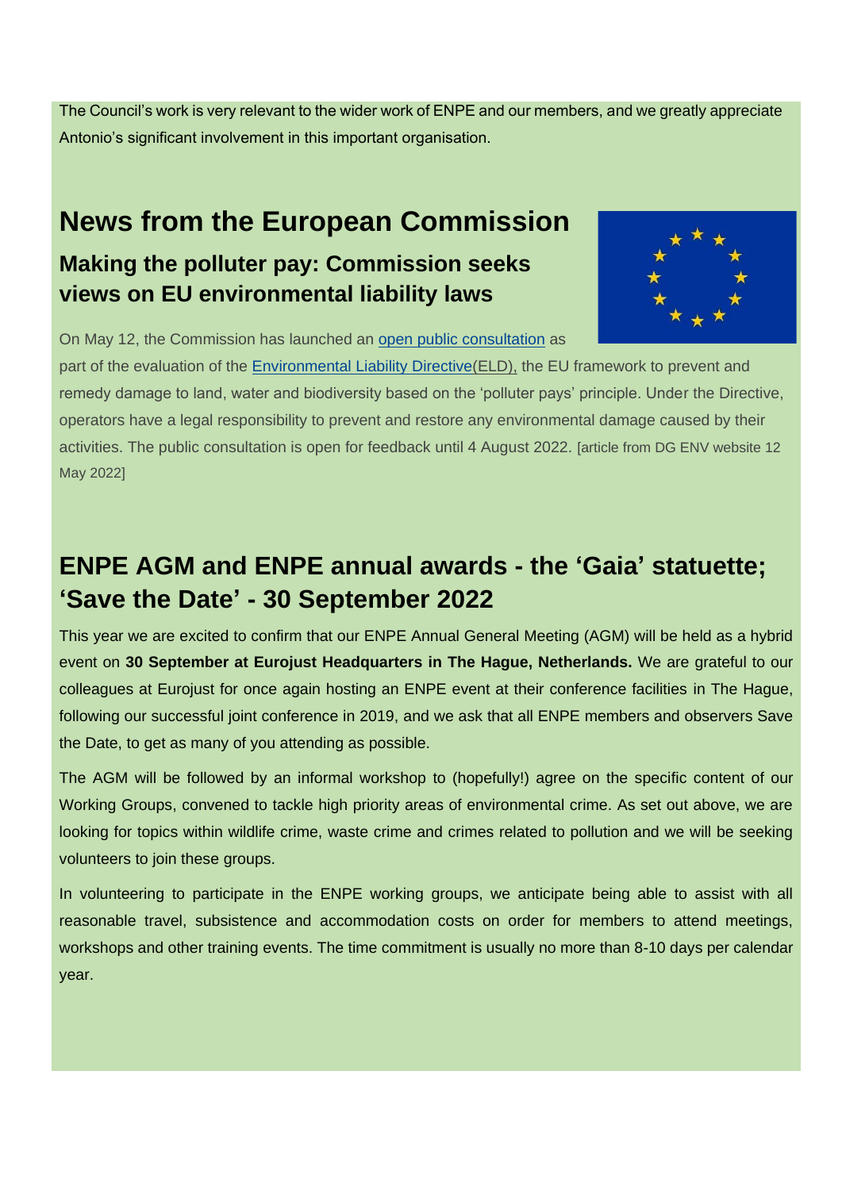The Council's work is very relevant to the wider work of ENPE and our members, and we greatly appreciate Antonio's significant involvement in this important organisation.

# News from the European Commission

## Making the polluter pay: Commission seeks views on EU environmental liability laws

On May 12, the Commission has launched an open public consultation as part of the evaluation of the Environmental Liability Directive(ELD), the EU framework to prevent and remedy damage to land, water and biodiversity based on the 'polluter pays' principle. Under the Directive, operators have a legal responsibility to prevent and restore any environmental damage caused by their activities. The public consultation is open for feedback until 4 August 2022. [article from DG ENV website 12 May 2022]

# ENPE AGM and ENPE annual awards - the 'Gaia' statuette; 'Save the Date' - 30 September 2022

This year we are excited to confirm that our ENPE Annual General Meeting (AGM) will be held as a hybrid event on **30 September at Eurojust Headquarters in The Hague, Netherlands.** We are grateful to our colleagues at Eurojust for once again hosting an ENPE event at their conference facilities in The Hague, following our successful joint conference in 2019, and we ask that all ENPE members and observers Save the Date, to get as many of you attending as possible.

The AGM will be followed by an informal workshop to (hopefully!) agree on the specific content of our Working Groups, convened to tackle high priority areas of environmental crime. As set out above, we are looking for topics within wildlife crime, waste crime and crimes related to pollution and we will be seeking volunteers to join these groups.

In volunteering to participate in the ENPE working groups, we anticipate being able to assist with all reasonable travel, subsistence and accommodation costs on order for members to attend meetings, workshops and other training events. The time commitment is usually no more than 8-10 days per calendar year.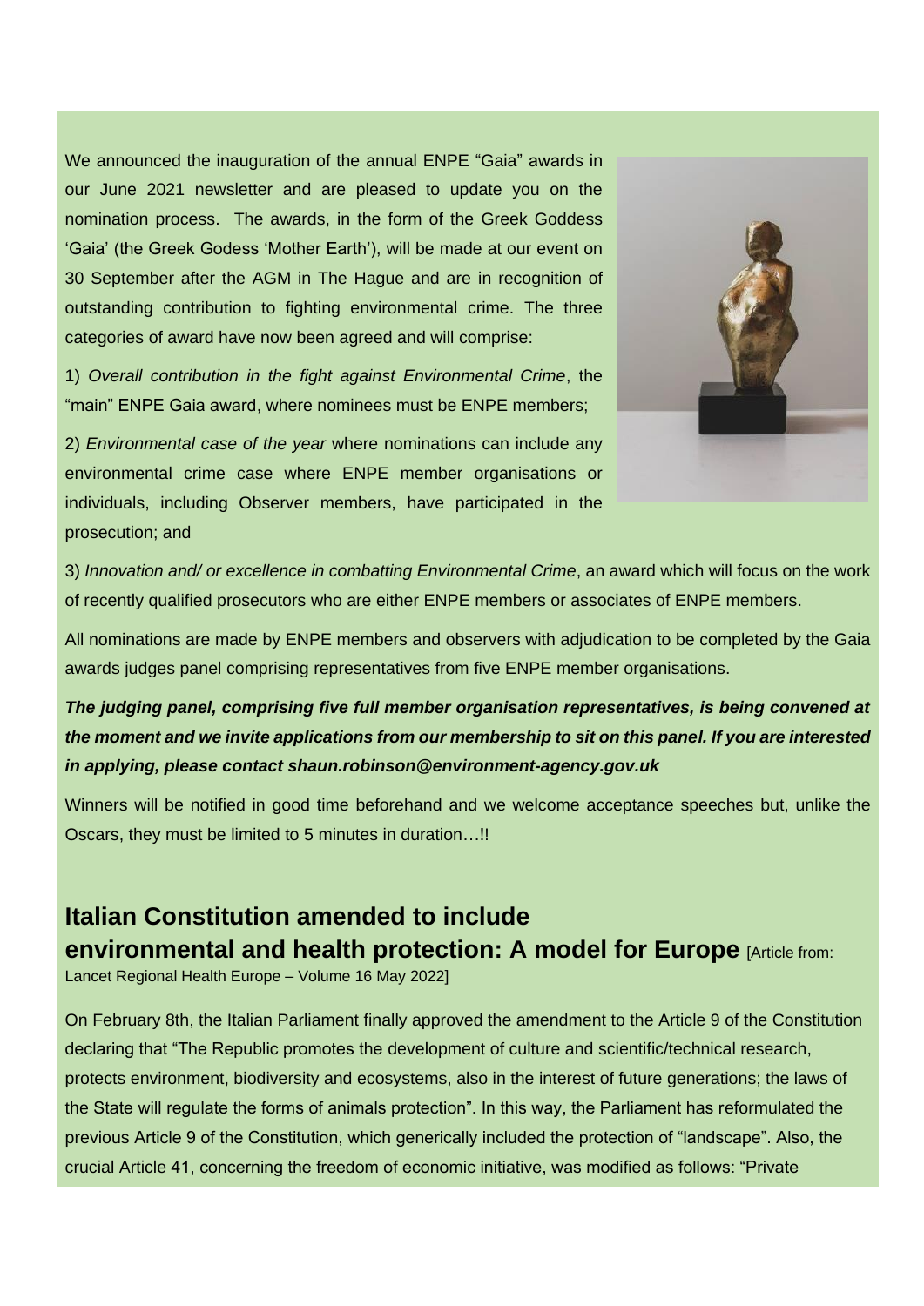We announced the inauguration of the annual ENPE "Gaia" awards in our June 2021 newsletter and are pleased to update you on the nomination process. The awards, in the form of the Greek Goddess 'Gaia' (the Greek Godess 'Mother Earth'), will be made at our event on 30 September after the AGM in The Hague and are in recognition of outstanding contribution to fighting environmental crime. The three categories of award have now been agreed and will comprise:

1) *Overall contribution in the fight against Environmental Crime*, the "main" ENPE Gaia award, where nominees must be ENPE members;

2) *Environmental case of the year* where nominations can include any environmental crime case where ENPE member organisations or individuals, including Observer members, have participated in the prosecution; and

3) *Innovation and/ or excellence in combatting Environmental Crime*, an award which will focus on the work of recently qualified prosecutors who are either ENPE members or associates of ENPE members.

All nominations are made by ENPE members and observers with adjudication to be completed by the Gaia awards judges panel comprising representatives from five ENPE member organisations.

***The judging panel, comprising five full member organisation representatives, is being convened at the moment and we invite applications from our membership to sit on this panel. If you are interested in applying, please contact shaun.robinson@environment-agency.gov.uk***

Winners will be notified in good time beforehand and we welcome acceptance speeches but, unlike the Oscars, they must be limited to 5 minutes in duration…!!

## Italian Constitution amended to include environmental and health protection: A model for Europe [Article from: Lancet Regional Health Europe – Volume 16 May 2022]

On February 8th, the Italian Parliament finally approved the amendment to the Article 9 of the Constitution declaring that "The Republic promotes the development of culture and scientific/technical research, protects environment, biodiversity and ecosystems, also in the interest of future generations; the laws of the State will regulate the forms of animals protection". In this way, the Parliament has reformulated the previous Article 9 of the Constitution, which generically included the protection of "landscape". Also, the crucial Article 41, concerning the freedom of economic initiative, was modified as follows: "Private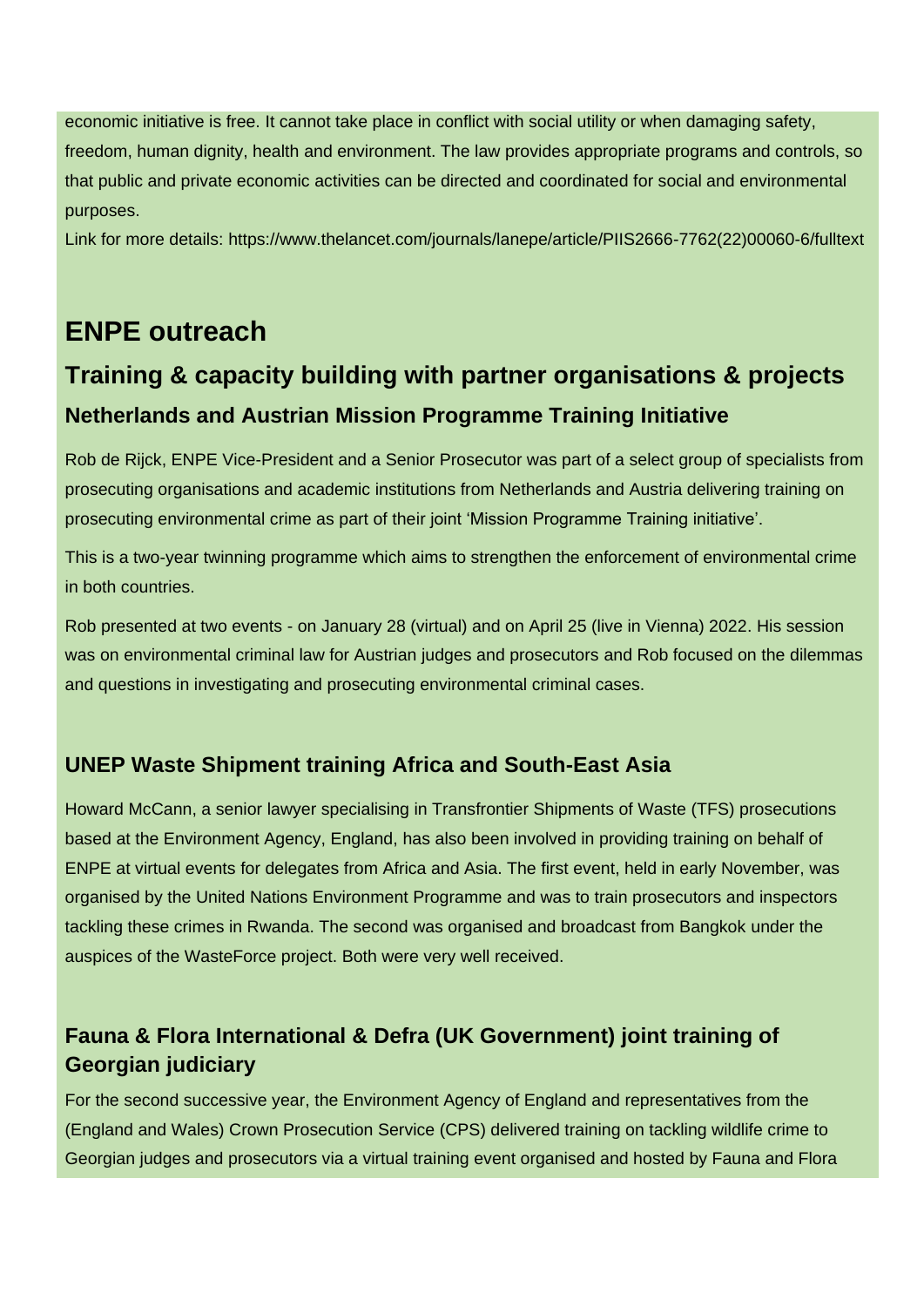economic initiative is free. It cannot take place in conflict with social utility or when damaging safety, freedom, human dignity, health and environment. The law provides appropriate programs and controls, so that public and private economic activities can be directed and coordinated for social and environmental purposes.

Link for more details: https://www.thelancet.com/journals/lanepe/article/PIIS2666-7762(22)00060-6/fulltext

# ENPE outreach

## Training & capacity building with partner organisations & projects

### Netherlands and Austrian Mission Programme Training Initiative

Rob de Rijck, ENPE Vice-President and a Senior Prosecutor was part of a select group of specialists from prosecuting organisations and academic institutions from Netherlands and Austria delivering training on prosecuting environmental crime as part of their joint 'Mission Programme Training initiative'.

This is a two-year twinning programme which aims to strengthen the enforcement of environmental crime in both countries.

Rob presented at two events - on January 28 (virtual) and on April 25 (live in Vienna) 2022. His session was on environmental criminal law for Austrian judges and prosecutors and Rob focused on the dilemmas and questions in investigating and prosecuting environmental criminal cases.

### UNEP Waste Shipment training Africa and South-East Asia

Howard McCann, a senior lawyer specialising in Transfrontier Shipments of Waste (TFS) prosecutions based at the Environment Agency, England, has also been involved in providing training on behalf of ENPE at virtual events for delegates from Africa and Asia. The first event, held in early November, was organised by the United Nations Environment Programme and was to train prosecutors and inspectors tackling these crimes in Rwanda. The second was organised and broadcast from Bangkok under the auspices of the WasteForce project. Both were very well received.

### Fauna & Flora International & Defra (UK Government) joint training of Georgian judiciary

For the second successive year, the Environment Agency of England and representatives from the (England and Wales) Crown Prosecution Service (CPS) delivered training on tackling wildlife crime to Georgian judges and prosecutors via a virtual training event organised and hosted by Fauna and Flora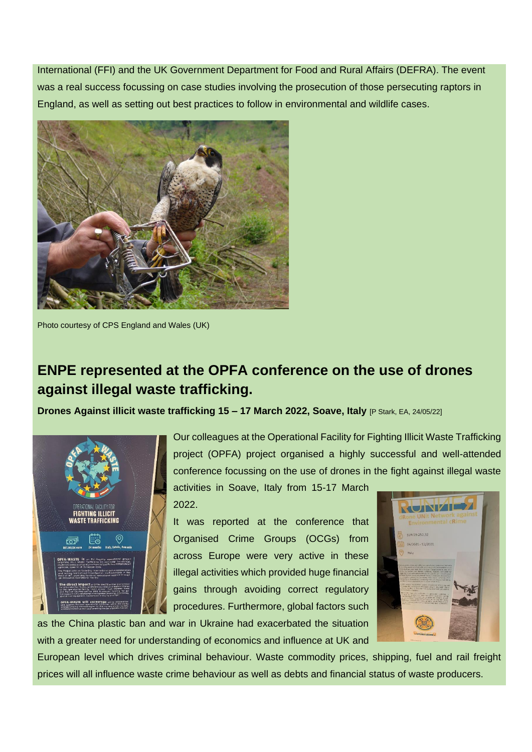International (FFI) and the UK Government Department for Food and Rural Affairs (DEFRA). The event was a real success focussing on case studies involving the prosecution of those persecuting raptors in England, as well as setting out best practices to follow in environmental and wildlife cases.

Photo courtesy of CPS England and Wales (UK)

## ENPE represented at the OPFA conference on the use of drones against illegal waste trafficking.

**Drones Against illicit waste trafficking 15 – 17 March 2022, Soave, Italy** [P Stark, EA, 24/05/22]

Our colleagues at the Operational Facility for Fighting Illicit Waste Trafficking project (OPFA) project organised a highly successful and well-attended conference focussing on the use of drones in the fight against illegal waste activities in Soave, Italy from 15-17 March 2022.

It was reported at the conference that Organised Crime Groups (OCGs) from across Europe were very active in these illegal activities which provided huge financial gains through avoiding correct regulatory procedures. Furthermore, global factors such as the China plastic ban and war in Ukraine had exacerbated the situation with a greater need for understanding of economics and influence at UK and European level which drives criminal behaviour. Waste commodity prices, shipping, fuel and rail freight prices will all influence waste crime behaviour as well as debts and financial status of waste producers.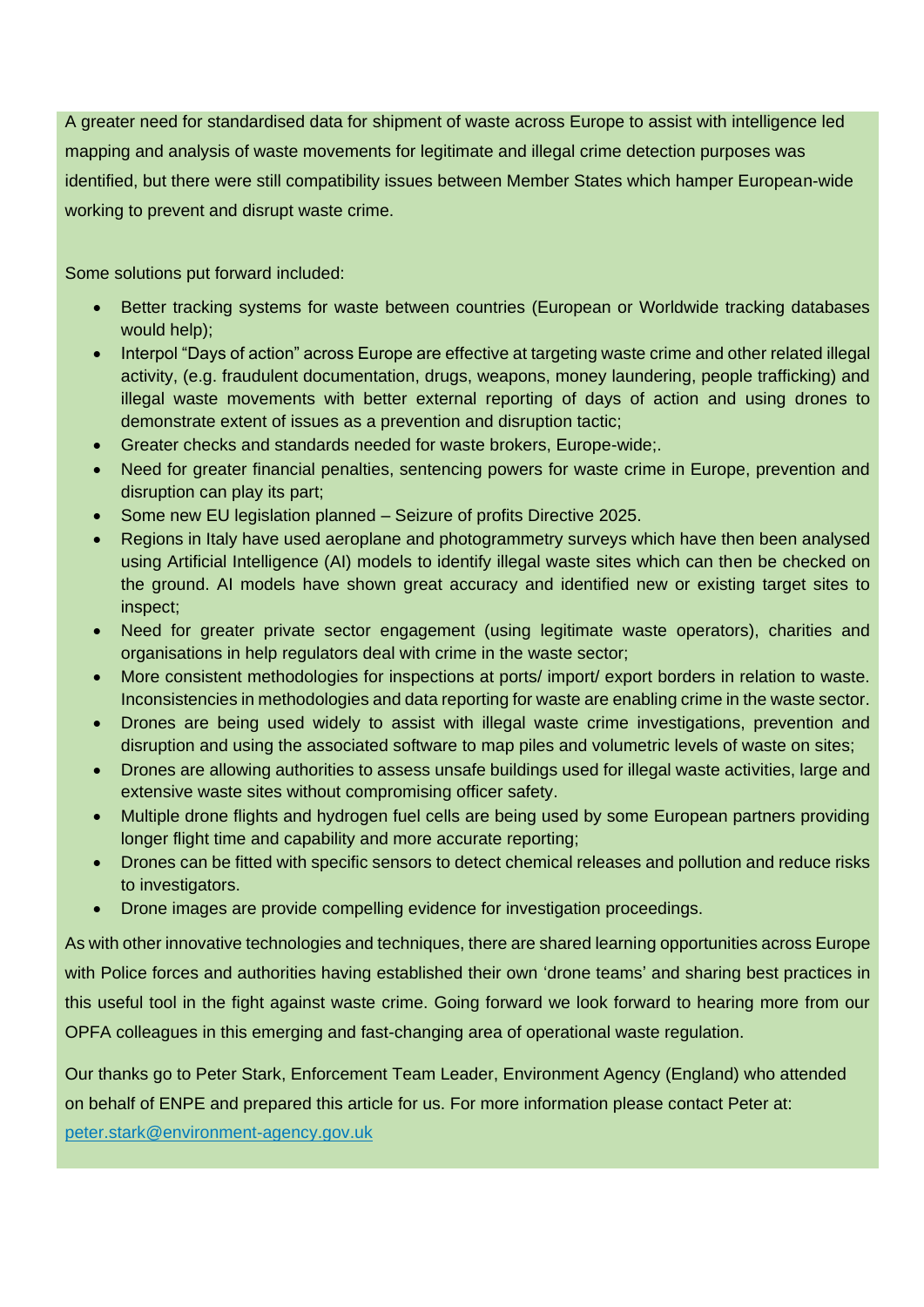A greater need for standardised data for shipment of waste across Europe to assist with intelligence led mapping and analysis of waste movements for legitimate and illegal crime detection purposes was identified, but there were still compatibility issues between Member States which hamper European-wide working to prevent and disrupt waste crime.

Some solutions put forward included:

- Better tracking systems for waste between countries (European or Worldwide tracking databases would help);
- Interpol "Days of action" across Europe are effective at targeting waste crime and other related illegal activity, (e.g. fraudulent documentation, drugs, weapons, money laundering, people trafficking) and illegal waste movements with better external reporting of days of action and using drones to demonstrate extent of issues as a prevention and disruption tactic;
- Greater checks and standards needed for waste brokers, Europe-wide;.
- Need for greater financial penalties, sentencing powers for waste crime in Europe, prevention and disruption can play its part;
- Some new EU legislation planned – Seizure of profits Directive 2025.
- Regions in Italy have used aeroplane and photogrammetry surveys which have then been analysed using Artificial Intelligence (AI) models to identify illegal waste sites which can then be checked on the ground. AI models have shown great accuracy and identified new or existing target sites to inspect;
- Need for greater private sector engagement (using legitimate waste operators), charities and organisations in help regulators deal with crime in the waste sector;
- More consistent methodologies for inspections at ports/ import/ export borders in relation to waste. Inconsistencies in methodologies and data reporting for waste are enabling crime in the waste sector.
- Drones are being used widely to assist with illegal waste crime investigations, prevention and disruption and using the associated software to map piles and volumetric levels of waste on sites;
- Drones are allowing authorities to assess unsafe buildings used for illegal waste activities, large and extensive waste sites without compromising officer safety.
- Multiple drone flights and hydrogen fuel cells are being used by some European partners providing longer flight time and capability and more accurate reporting;
- Drones can be fitted with specific sensors to detect chemical releases and pollution and reduce risks to investigators.
- Drone images are provide compelling evidence for investigation proceedings.

As with other innovative technologies and techniques, there are shared learning opportunities across Europe with Police forces and authorities having established their own 'drone teams' and sharing best practices in this useful tool in the fight against waste crime. Going forward we look forward to hearing more from our OPFA colleagues in this emerging and fast-changing area of operational waste regulation.

Our thanks go to Peter Stark, Enforcement Team Leader, Environment Agency (England) who attended on behalf of ENPE and prepared this article for us. For more information please contact Peter at: peter.stark@environment-agency.gov.uk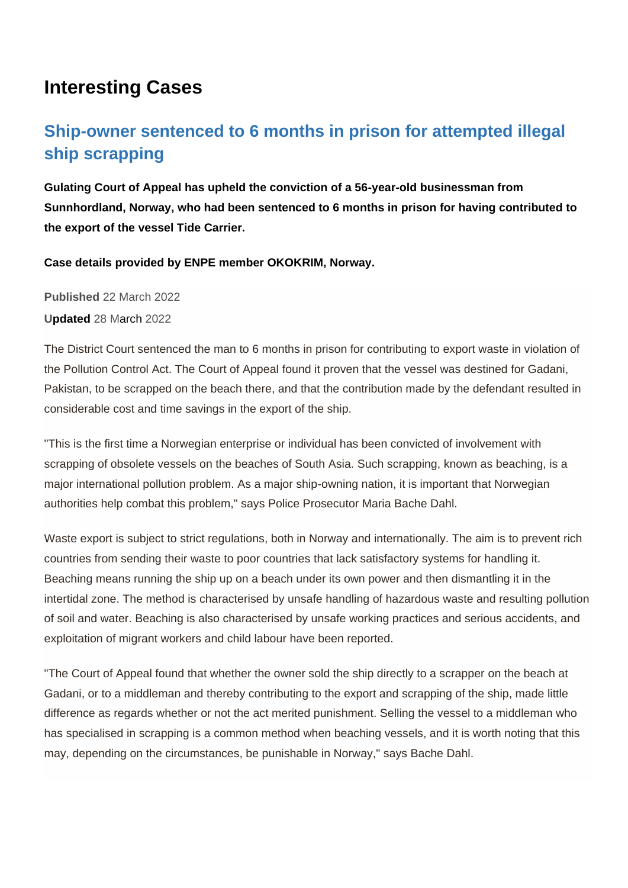# Interesting Cases

## Ship-owner sentenced to 6 months in prison for attempted illegal ship scrapping

**Gulating Court of Appeal has upheld the conviction of a 56-year-old businessman from Sunnhordland, Norway, who had been sentenced to 6 months in prison for having contributed to the export of the vessel Tide Carrier.**

**Case details provided by ENPE member OKOKRIM, Norway.**

**Published** 22 March 2022

**Updated** 28 March 2022

The District Court sentenced the man to 6 months in prison for contributing to export waste in violation of the Pollution Control Act. The Court of Appeal found it proven that the vessel was destined for Gadani, Pakistan, to be scrapped on the beach there, and that the contribution made by the defendant resulted in considerable cost and time savings in the export of the ship.

"This is the first time a Norwegian enterprise or individual has been convicted of involvement with scrapping of obsolete vessels on the beaches of South Asia. Such scrapping, known as beaching, is a major international pollution problem. As a major ship-owning nation, it is important that Norwegian authorities help combat this problem," says Police Prosecutor Maria Bache Dahl.

Waste export is subject to strict regulations, both in Norway and internationally. The aim is to prevent rich countries from sending their waste to poor countries that lack satisfactory systems for handling it. Beaching means running the ship up on a beach under its own power and then dismantling it in the intertidal zone. The method is characterised by unsafe handling of hazardous waste and resulting pollution of soil and water. Beaching is also characterised by unsafe working practices and serious accidents, and exploitation of migrant workers and child labour have been reported.

"The Court of Appeal found that whether the owner sold the ship directly to a scrapper on the beach at Gadani, or to a middleman and thereby contributing to the export and scrapping of the ship, made little difference as regards whether or not the act merited punishment. Selling the vessel to a middleman who has specialised in scrapping is a common method when beaching vessels, and it is worth noting that this may, depending on the circumstances, be punishable in Norway," says Bache Dahl.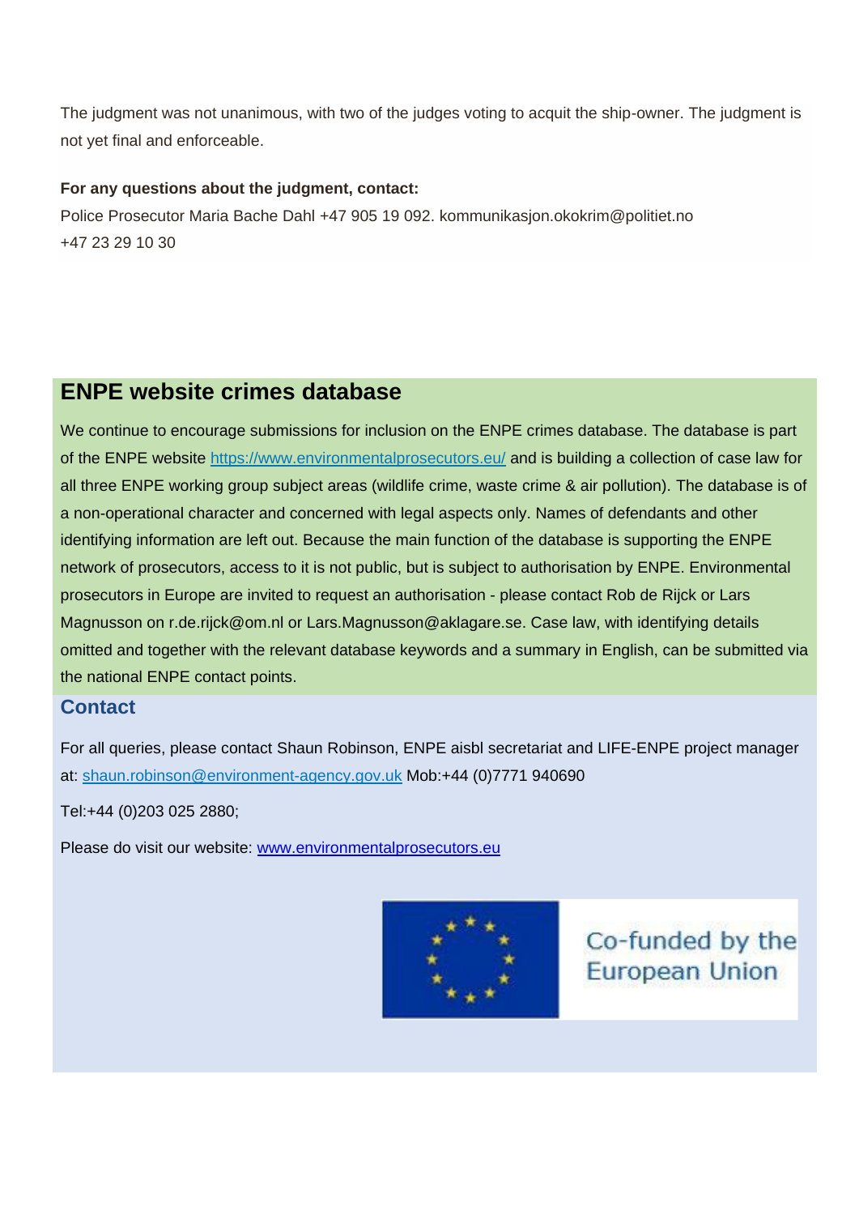The judgment was not unanimous, with two of the judges voting to acquit the ship-owner. The judgment is not yet final and enforceable.

**For any questions about the judgment, contact:**

Police Prosecutor Maria Bache Dahl +47 905 19 092. kommunikasjon.okokrim@politiet.no
+47 23 29 10 30

## ENPE website crimes database

We continue to encourage submissions for inclusion on the ENPE crimes database. The database is part of the ENPE website https://www.environmentalprosecutors.eu/ and is building a collection of case law for all three ENPE working group subject areas (wildlife crime, waste crime & air pollution). The database is of a non-operational character and concerned with legal aspects only. Names of defendants and other identifying information are left out. Because the main function of the database is supporting the ENPE network of prosecutors, access to it is not public, but is subject to authorisation by ENPE. Environmental prosecutors in Europe are invited to request an authorisation - please contact Rob de Rijck or Lars Magnusson on r.de.rijck@om.nl or Lars.Magnusson@aklagare.se. Case law, with identifying details omitted and together with the relevant database keywords and a summary in English, can be submitted via the national ENPE contact points.

### Contact

For all queries, please contact Shaun Robinson, ENPE aisbl secretariat and LIFE-ENPE project manager at: shaun.robinson@environment-agency.gov.uk Mob:+44 (0)7771 940690

Tel:+44 (0)203 025 2880;

Please do visit our website: www.environmentalprosecutors.eu

Co-funded by the European Union